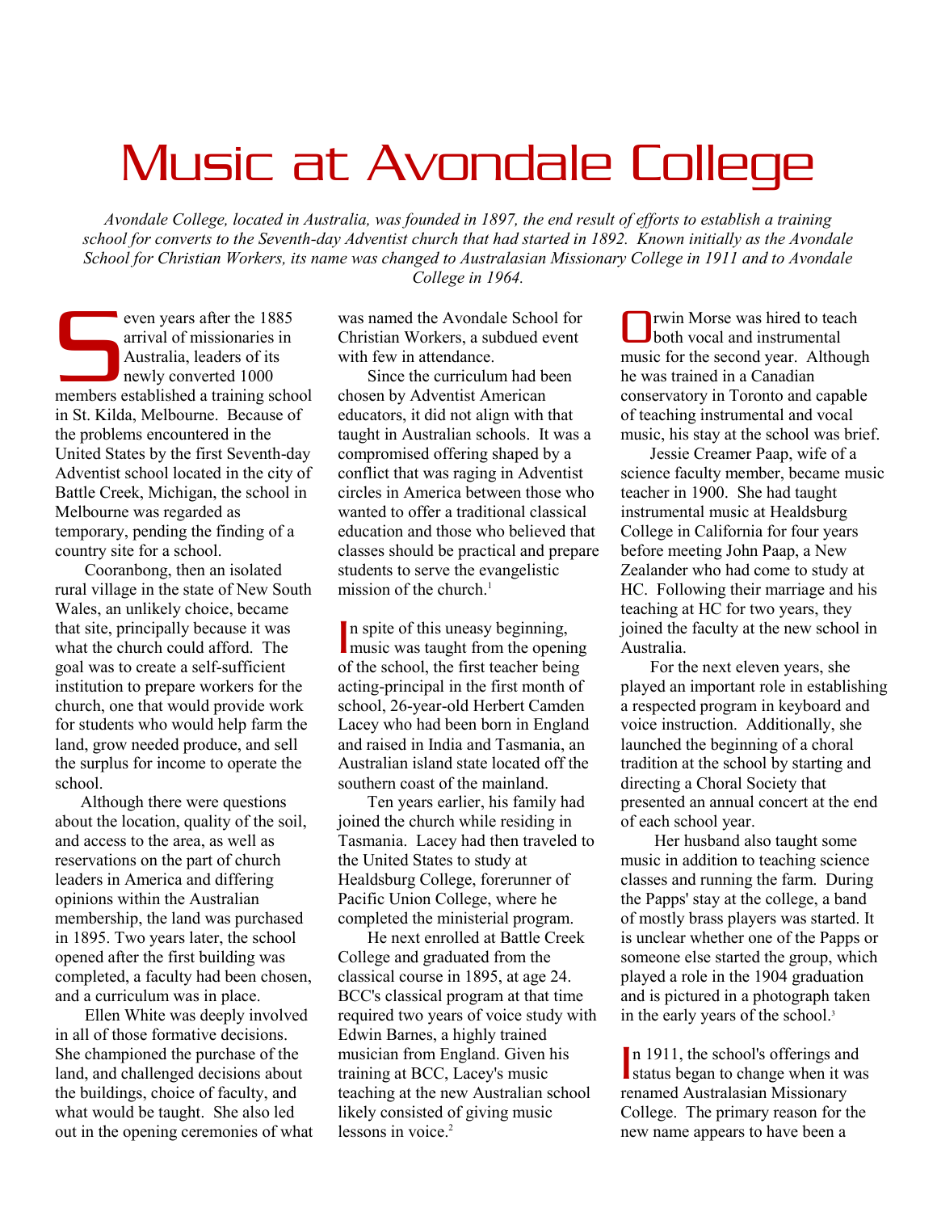# Music at Avondale College

*Avondale College, located in Australia, was founded in 1897, the end result of efforts to establish a training school for converts to the Seventh-day Adventist church that had started in 1892. Known initially as the Avondale School for Christian Workers, its name was changed to Australasian Missionary College in 1911 and to Avondale College in 1964.*

Seven years after the 1885 arrival of missionaries in Australia, leaders of its newly converted 1000 members established a training school in St. Kilda, Melbourne. Because of the problems encountered in the United States by the first Seventh-day Adventist school located in the city of Battle Creek, Michigan, the school in Melbourne was regarded as temporary, pending the finding of a country site for a school.

Cooranbong, then an isolated rural village in the state of New South Wales, an unlikely choice, became that site, principally because it was what the church could afford. The goal was to create a self-sufficient institution to prepare workers for the church, one that would provide work for students who would help farm the land, grow needed produce, and sell the surplus for income to operate the school.

Although there were questions about the location, quality of the soil, and access to the area, as well as reservations on the part of church leaders in America and differing opinions within the Australian membership, the land was purchased in 1895. Two years later, the school opened after the first building was completed, a faculty had been chosen, and a curriculum was in place.

Ellen White was deeply involved in all of those formative decisions. She championed the purchase of the land, and challenged decisions about the buildings, choice of faculty, and what would be taught. She also led out in the opening ceremonies of what was named the Avondale School for Christian Workers, a subdued event with few in attendance.

Since the curriculum had been chosen by Adventist American educators, it did not align with that taught in Australian schools. It was a compromised offering shaped by a conflict that was raging in Adventist circles in America between those who wanted to offer a traditional classical education and those who believed that classes should be practical and prepare students to serve the evangelistic mission of the church.[1]

In spite of this uneasy beginning, music was taught from the opening of the school, the first teacher being acting-principal in the first month of school, 26-year-old Herbert Camden Lacey who had been born in England and raised in India and Tasmania, an Australian island state located off the southern coast of the mainland.

Ten years earlier, his family had joined the church while residing in Tasmania. Lacey had then traveled to the United States to study at Healdsburg College, forerunner of Pacific Union College, where he completed the ministerial program.

He next enrolled at Battle Creek College and graduated from the classical course in 1895, at age 24. BCC's classical program at that time required two years of voice study with Edwin Barnes, a highly trained musician from England. Given his training at BCC, Lacey's music teaching at the new Australian school likely consisted of giving music lessons in voice.[2]

Orwin Morse was hired to teach both vocal and instrumental music for the second year. Although he was trained in a Canadian conservatory in Toronto and capable of teaching instrumental and vocal music, his stay at the school was brief.

Jessie Creamer Paap, wife of a science faculty member, became music teacher in 1900. She had taught instrumental music at Healdsburg College in California for four years before meeting John Paap, a New Zealander who had come to study at HC. Following their marriage and his teaching at HC for two years, they joined the faculty at the new school in Australia.

For the next eleven years, she played an important role in establishing a respected program in keyboard and voice instruction. Additionally, she launched the beginning of a choral tradition at the school by starting and directing a Choral Society that presented an annual concert at the end of each school year.

Her husband also taught some music in addition to teaching science classes and running the farm. During the Papps' stay at the college, a band of mostly brass players was started. It is unclear whether one of the Papps or someone else started the group, which played a role in the 1904 graduation and is pictured in a photograph taken in the early years of the school.[3]

In 1911, the school's offerings and status began to change when it was renamed Australasian Missionary College. The primary reason for the new name appears to have been a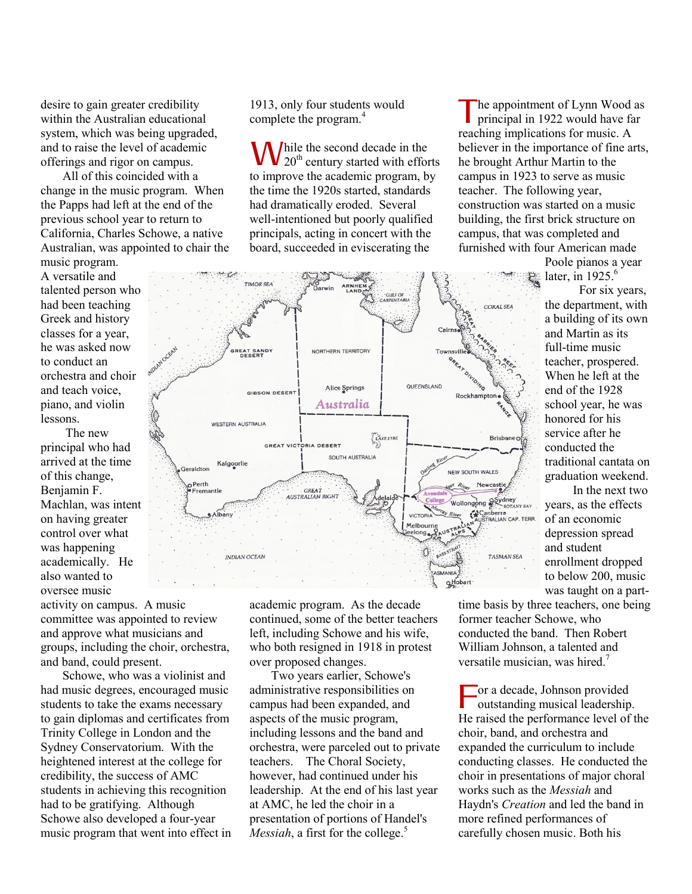desire to gain greater credibility within the Australian educational system, which was being upgraded, and to raise the level of academic offerings and rigor on campus.

All of this coincided with a change in the music program. When the Papps had left at the end of the previous school year to return to California, Charles Schowe, a native Australian, was appointed to chair the music program. A versatile and talented person who had been teaching Greek and history classes for a year, he was asked now to conduct an orchestra and choir and teach voice, piano, and violin lessons.

The new principal who had arrived at the time of this change, Benjamin F. Machlan, was intent on having greater control over what was happening academically. He also wanted to oversee music activity on campus. A music committee was appointed to review and approve what musicians and groups, including the choir, orchestra, and band, could present.

Schowe, who was a violinist and had music degrees, encouraged music students to take the exams necessary to gain diplomas and certificates from Trinity College in London and the Sydney Conservatorium. With the heightened interest at the college for credibility, the success of AMC students in achieving this recognition had to be gratifying. Although Schowe also developed a four-year music program that went into effect in 1913, only four students would complete the program.[4]

While the second decade in the 20th century started with efforts to improve the academic program, by the time the 1920s started, standards had dramatically eroded. Several well-intentioned but poorly qualified principals, acting in concert with the board, succeeded in eviscerating the academic program. As the decade continued, some of the better teachers left, including Schowe and his wife, who both resigned in 1918 in protest over proposed changes.

Two years earlier, Schowe's administrative responsibilities on campus had been expanded, and aspects of the music program, including lessons and the band and orchestra, were parceled out to private teachers. The Choral Society, however, had continued under his leadership. At the end of his last year at AMC, he led the choir in a presentation of portions of Handel's *Messiah*, a first for the college.[5]

The appointment of Lynn Wood as principal in 1922 would have far reaching implications for music. A believer in the importance of fine arts, he brought Arthur Martin to the campus in 1923 to serve as music teacher. The following year, construction was started on a music building, the first brick structure on campus, that was completed and furnished with four American made Poole pianos a year later, in 1925.[6]

For six years, the department, with a building of its own and Martin as its full-time music teacher, prospered. When he left at the end of the 1928 school year, he was honored for his service after he conducted the traditional cantata on graduation weekend.

In the next two years, as the effects of an economic depression spread and student enrollment dropped to below 200, music was taught on a part-time basis by three teachers, one being former teacher Schowe, who conducted the band. Then Robert William Johnson, a talented and versatile musician, was hired.[7]

For a decade, Johnson provided outstanding musical leadership. He raised the performance level of the choir, band, and orchestra and expanded the curriculum to include conducting classes. He conducted the choir in presentations of major choral works such as the *Messiah* and Haydn's *Creation* and led the band in more refined performances of carefully chosen music. Both his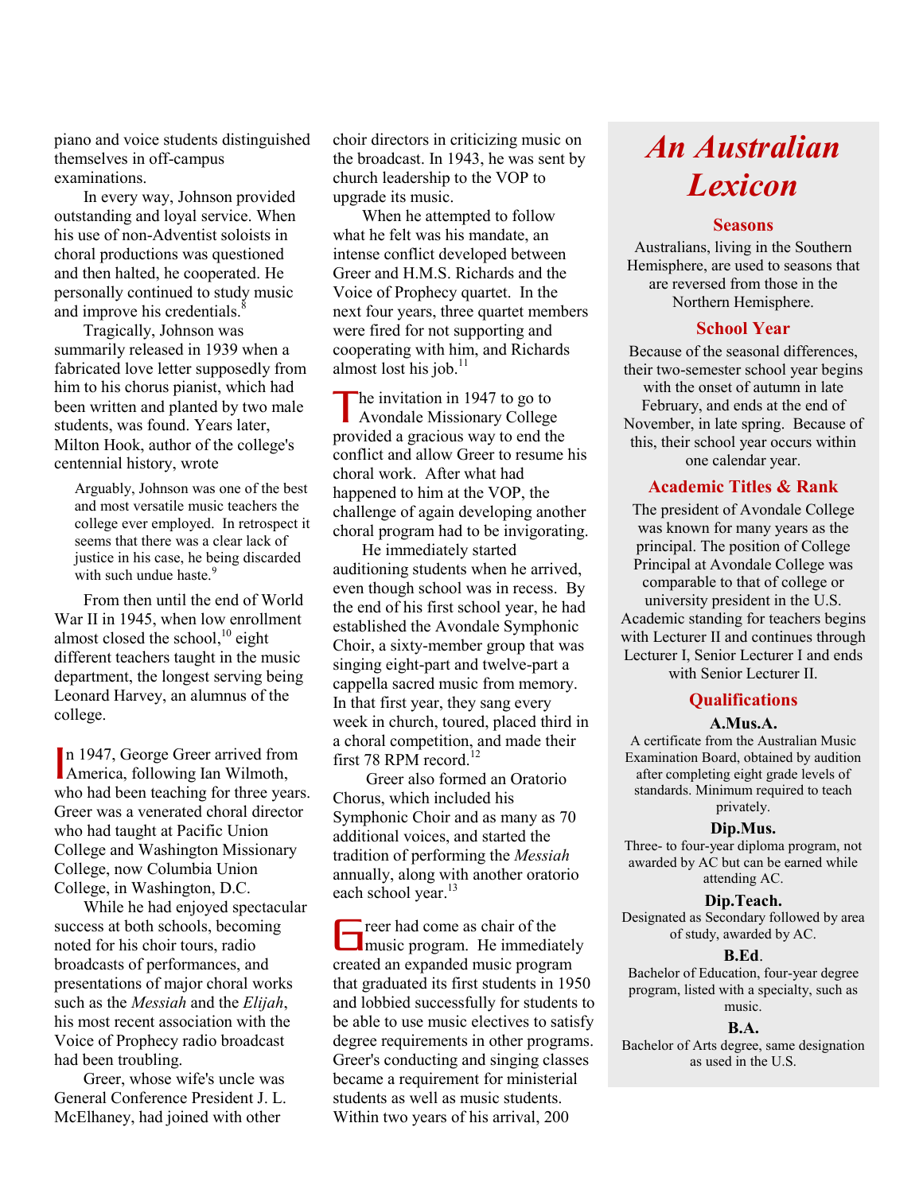piano and voice students distinguished themselves in off-campus examinations.

In every way, Johnson provided outstanding and loyal service. When his use of non-Adventist soloists in choral productions was questioned and then halted, he cooperated. He personally continued to study music and improve his credentials.[8]

Tragically, Johnson was summarily released in 1939 when a fabricated love letter supposedly from him to his chorus pianist, which had been written and planted by two male students, was found. Years later, Milton Hook, author of the college's centennial history, wrote

> Arguably, Johnson was one of the best and most versatile music teachers the college ever employed. In retrospect it seems that there was a clear lack of justice in his case, he being discarded with such undue haste.[9]

From then until the end of World War II in 1945, when low enrollment almost closed the school,[10] eight different teachers taught in the music department, the longest serving being Leonard Harvey, an alumnus of the college.

In 1947, George Greer arrived from America, following Ian Wilmoth, who had been teaching for three years. Greer was a venerated choral director who had taught at Pacific Union College and Washington Missionary College, now Columbia Union College, in Washington, D.C.

While he had enjoyed spectacular success at both schools, becoming noted for his choir tours, radio broadcasts of performances, and presentations of major choral works such as the *Messiah* and the *Elijah*, his most recent association with the Voice of Prophecy radio broadcast had been troubling.

Greer, whose wife's uncle was General Conference President J. L. McElhaney, had joined with other choir directors in criticizing music on the broadcast. In 1943, he was sent by church leadership to the VOP to upgrade its music.

When he attempted to follow what he felt was his mandate, an intense conflict developed between Greer and H.M.S. Richards and the Voice of Prophecy quartet. In the next four years, three quartet members were fired for not supporting and cooperating with him, and Richards almost lost his job.[11]

The invitation in 1947 to go to Avondale Missionary College provided a gracious way to end the conflict and allow Greer to resume his choral work. After what had happened to him at the VOP, the challenge of again developing another choral program had to be invigorating.

He immediately started auditioning students when he arrived, even though school was in recess. By the end of his first school year, he had established the Avondale Symphonic Choir, a sixty-member group that was singing eight-part and twelve-part a cappella sacred music from memory. In that first year, they sang every week in church, toured, placed third in a choral competition, and made their first 78 RPM record.[12]

Greer also formed an Oratorio Chorus, which included his Symphonic Choir and as many as 70 additional voices, and started the tradition of performing the *Messiah* annually, along with another oratorio each school year.[13]

Greer had come as chair of the music program. He immediately created an expanded music program that graduated its first students in 1950 and lobbied successfully for students to be able to use music electives to satisfy degree requirements in other programs. Greer's conducting and singing classes became a requirement for ministerial students as well as music students. Within two years of his arrival, 200

## *An Australian Lexicon*

### Seasons

Australians, living in the Southern Hemisphere, are used to seasons that are reversed from those in the Northern Hemisphere.

### School Year

Because of the seasonal differences, their two-semester school year begins with the onset of autumn in late February, and ends at the end of November, in late spring. Because of this, their school year occurs within one calendar year.

### Academic Titles & Rank

The president of Avondale College was known for many years as the principal. The position of College Principal at Avondale College was comparable to that of college or university president in the U.S. Academic standing for teachers begins with Lecturer II and continues through Lecturer I, Senior Lecturer I and ends with Senior Lecturer II.

### Qualifications

**A.Mus.A.**

A certificate from the Australian Music Examination Board, obtained by audition after completing eight grade levels of standards. Minimum required to teach privately.

**Dip.Mus.**

Three- to four-year diploma program, not awarded by AC but can be earned while attending AC.

**Dip.Teach.**

Designated as Secondary followed by area of study, awarded by AC.

**B.Ed.**

Bachelor of Education, four-year degree program, listed with a specialty, such as music.

**B.A.**

Bachelor of Arts degree, same designation as used in the U.S.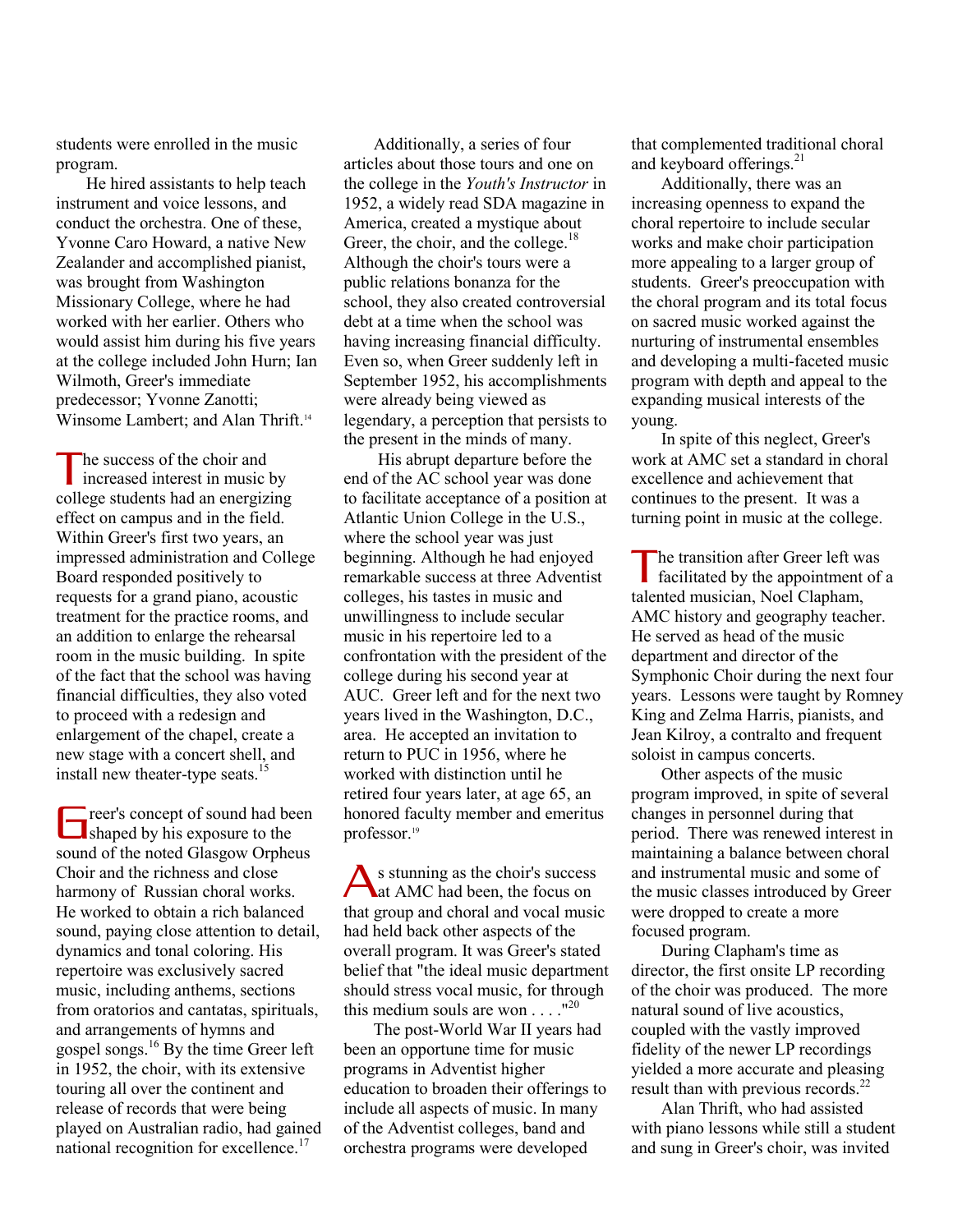students were enrolled in the music program.

He hired assistants to help teach instrument and voice lessons, and conduct the orchestra. One of these, Yvonne Caro Howard, a native New Zealander and accomplished pianist, was brought from Washington Missionary College, where he had worked with her earlier. Others who would assist him during his five years at the college included John Hurn; Ian Wilmoth, Greer's immediate predecessor; Yvonne Zanotti; Winsome Lambert; and Alan Thrift.[14]

The success of the choir and increased interest in music by college students had an energizing effect on campus and in the field. Within Greer's first two years, an impressed administration and College Board responded positively to requests for a grand piano, acoustic treatment for the practice rooms, and an addition to enlarge the rehearsal room in the music building. In spite of the fact that the school was having financial difficulties, they also voted to proceed with a redesign and enlargement of the chapel, create a new stage with a concert shell, and install new theater-type seats.[15]

Greer's concept of sound had been shaped by his exposure to the sound of the noted Glasgow Orpheus Choir and the richness and close harmony of Russian choral works. He worked to obtain a rich balanced sound, paying close attention to detail, dynamics and tonal coloring. His repertoire was exclusively sacred music, including anthems, sections from oratorios and cantatas, spirituals, and arrangements of hymns and gospel songs.[16] By the time Greer left in 1952, the choir, with its extensive touring all over the continent and release of records that were being played on Australian radio, had gained national recognition for excellence.[17]

Additionally, a series of four articles about those tours and one on the college in the *Youth's Instructor* in 1952, a widely read SDA magazine in America, created a mystique about Greer, the choir, and the college.[18] Although the choir's tours were a public relations bonanza for the school, they also created controversial debt at a time when the school was having increasing financial difficulty. Even so, when Greer suddenly left in September 1952, his accomplishments were already being viewed as legendary, a perception that persists to the present in the minds of many.

His abrupt departure before the end of the AC school year was done to facilitate acceptance of a position at Atlantic Union College in the U.S., where the school year was just beginning. Although he had enjoyed remarkable success at three Adventist colleges, his tastes in music and unwillingness to include secular music in his repertoire led to a confrontation with the president of the college during his second year at AUC. Greer left and for the next two years lived in the Washington, D.C., area. He accepted an invitation to return to PUC in 1956, where he worked with distinction until he retired four years later, at age 65, an honored faculty member and emeritus professor.[19]

As stunning as the choir's success at AMC had been, the focus on that group and choral and vocal music had held back other aspects of the overall program. It was Greer's stated belief that "the ideal music department should stress vocal music, for through this medium souls are won . . . ."[20]

The post-World War II years had been an opportune time for music programs in Adventist higher education to broaden their offerings to include all aspects of music. In many of the Adventist colleges, band and orchestra programs were developed that complemented traditional choral and keyboard offerings.[21]

Additionally, there was an increasing openness to expand the choral repertoire to include secular works and make choir participation more appealing to a larger group of students. Greer's preoccupation with the choral program and its total focus on sacred music worked against the nurturing of instrumental ensembles and developing a multi-faceted music program with depth and appeal to the expanding musical interests of the young.

In spite of this neglect, Greer's work at AMC set a standard in choral excellence and achievement that continues to the present. It was a turning point in music at the college.

The transition after Greer left was facilitated by the appointment of a talented musician, Noel Clapham, AMC history and geography teacher. He served as head of the music department and director of the Symphonic Choir during the next four years. Lessons were taught by Romney King and Zelma Harris, pianists, and Jean Kilroy, a contralto and frequent soloist in campus concerts.

Other aspects of the music program improved, in spite of several changes in personnel during that period. There was renewed interest in maintaining a balance between choral and instrumental music and some of the music classes introduced by Greer were dropped to create a more focused program.

During Clapham's time as director, the first onsite LP recording of the choir was produced. The more natural sound of live acoustics, coupled with the vastly improved fidelity of the newer LP recordings yielded a more accurate and pleasing result than with previous records.[22]

Alan Thrift, who had assisted with piano lessons while still a student and sung in Greer's choir, was invited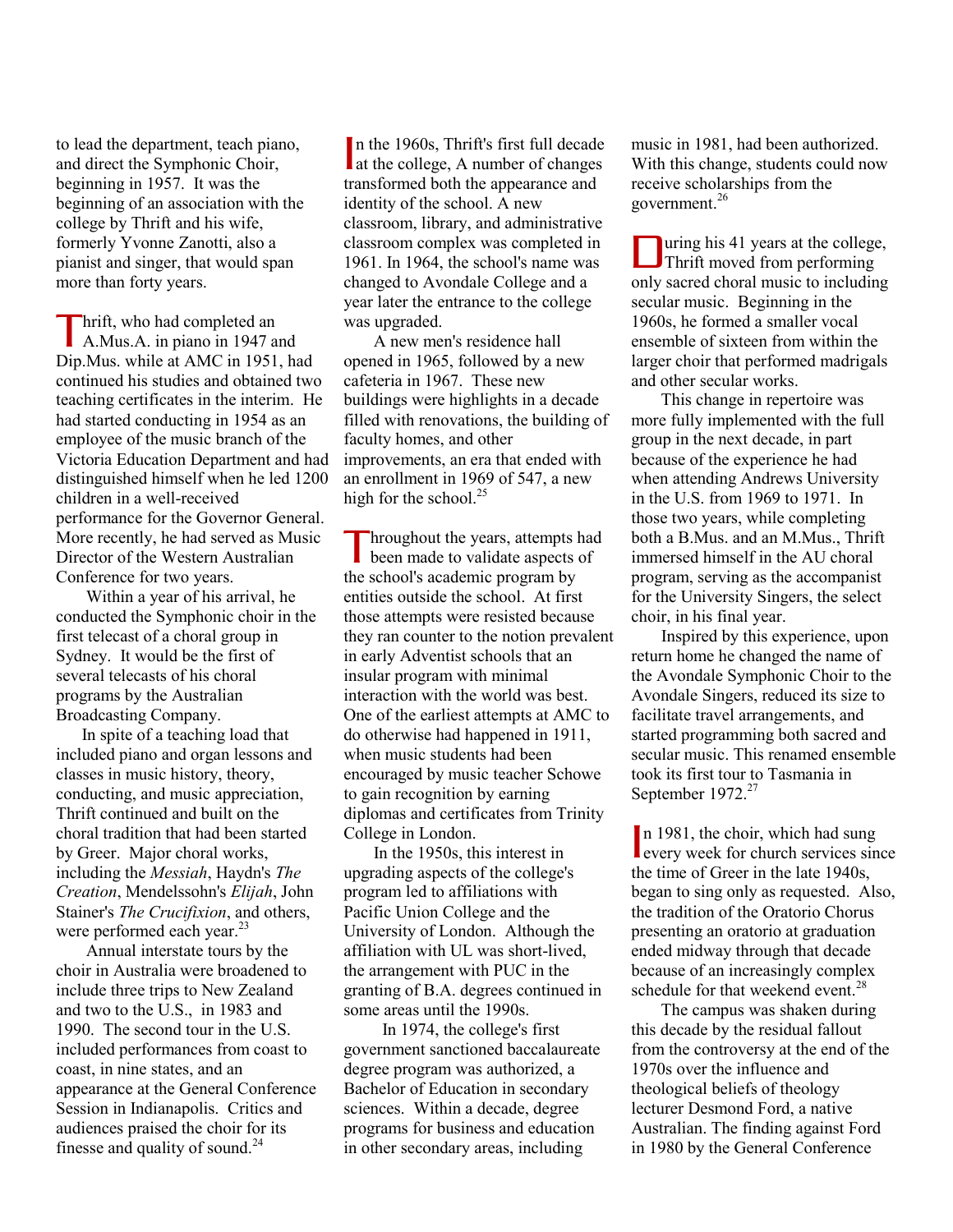to lead the department, teach piano, and direct the Symphonic Choir, beginning in 1957. It was the beginning of an association with the college by Thrift and his wife, formerly Yvonne Zanotti, also a pianist and singer, that would span more than forty years.

Thrift, who had completed an A.Mus.A. in piano in 1947 and Dip.Mus. while at AMC in 1951, had continued his studies and obtained two teaching certificates in the interim. He had started conducting in 1954 as an employee of the music branch of the Victoria Education Department and had distinguished himself when he led 1200 children in a well-received performance for the Governor General. More recently, he had served as Music Director of the Western Australian Conference for two years.

Within a year of his arrival, he conducted the Symphonic choir in the first telecast of a choral group in Sydney. It would be the first of several telecasts of his choral programs by the Australian Broadcasting Company.

In spite of a teaching load that included piano and organ lessons and classes in music history, theory, conducting, and music appreciation, Thrift continued and built on the choral tradition that had been started by Greer. Major choral works, including the *Messiah*, Haydn's *The Creation*, Mendelssohn's *Elijah*, John Stainer's *The Crucifixion*, and others, were performed each year.[23]

Annual interstate tours by the choir in Australia were broadened to include three trips to New Zealand and two to the U.S., in 1983 and 1990. The second tour in the U.S. included performances from coast to coast, in nine states, and an appearance at the General Conference Session in Indianapolis. Critics and audiences praised the choir for its finesse and quality of sound.[24]

In the 1960s, Thrift's first full decade at the college, A number of changes transformed both the appearance and identity of the school. A new classroom, library, and administrative classroom complex was completed in 1961. In 1964, the school's name was changed to Avondale College and a year later the entrance to the college was upgraded.

A new men's residence hall opened in 1965, followed by a new cafeteria in 1967. These new buildings were highlights in a decade filled with renovations, the building of faculty homes, and other improvements, an era that ended with an enrollment in 1969 of 547, a new high for the school.[25]

Throughout the years, attempts had been made to validate aspects of the school's academic program by entities outside the school. At first those attempts were resisted because they ran counter to the notion prevalent in early Adventist schools that an insular program with minimal interaction with the world was best. One of the earliest attempts at AMC to do otherwise had happened in 1911, when music students had been encouraged by music teacher Schowe to gain recognition by earning diplomas and certificates from Trinity College in London.

In the 1950s, this interest in upgrading aspects of the college's program led to affiliations with Pacific Union College and the University of London. Although the affiliation with UL was short-lived, the arrangement with PUC in the granting of B.A. degrees continued in some areas until the 1990s.

In 1974, the college's first government sanctioned baccalaureate degree program was authorized, a Bachelor of Education in secondary sciences. Within a decade, degree programs for business and education in other secondary areas, including music in 1981, had been authorized. With this change, students could now receive scholarships from the government.[26]

During his 41 years at the college, Thrift moved from performing only sacred choral music to including secular music. Beginning in the 1960s, he formed a smaller vocal ensemble of sixteen from within the larger choir that performed madrigals and other secular works.

This change in repertoire was more fully implemented with the full group in the next decade, in part because of the experience he had when attending Andrews University in the U.S. from 1969 to 1971. In those two years, while completing both a B.Mus. and an M.Mus., Thrift immersed himself in the AU choral program, serving as the accompanist for the University Singers, the select choir, in his final year.

Inspired by this experience, upon return home he changed the name of the Avondale Symphonic Choir to the Avondale Singers, reduced its size to facilitate travel arrangements, and started programming both sacred and secular music. This renamed ensemble took its first tour to Tasmania in September 1972.[27]

In 1981, the choir, which had sung every week for church services since the time of Greer in the late 1940s, began to sing only as requested. Also, the tradition of the Oratorio Chorus presenting an oratorio at graduation ended midway through that decade because of an increasingly complex schedule for that weekend event.[28]

The campus was shaken during this decade by the residual fallout from the controversy at the end of the 1970s over the influence and theological beliefs of theology lecturer Desmond Ford, a native Australian. The finding against Ford in 1980 by the General Conference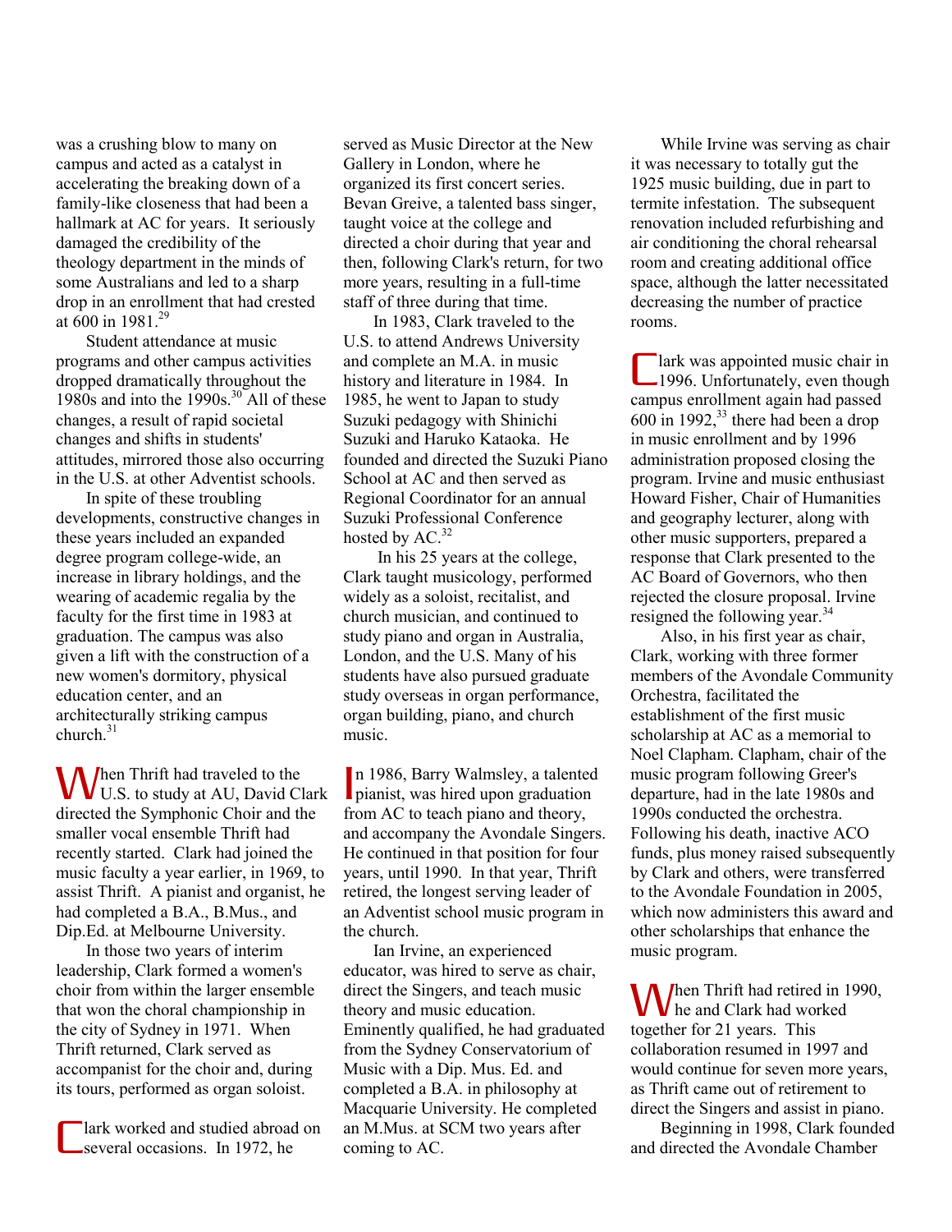was a crushing blow to many on campus and acted as a catalyst in accelerating the breaking down of a family-like closeness that had been a hallmark at AC for years. It seriously damaged the credibility of the theology department in the minds of some Australians and led to a sharp drop in an enrollment that had crested at 600 in 1981.[29]

Student attendance at music programs and other campus activities dropped dramatically throughout the 1980s and into the 1990s.[30] All of these changes, a result of rapid societal changes and shifts in students' attitudes, mirrored those also occurring in the U.S. at other Adventist schools.

In spite of these troubling developments, constructive changes in these years included an expanded degree program college-wide, an increase in library holdings, and the wearing of academic regalia by the faculty for the first time in 1983 at graduation. The campus was also given a lift with the construction of a new women's dormitory, physical education center, and an architecturally striking campus church.[31]

When Thrift had traveled to the U.S. to study at AU, David Clark directed the Symphonic Choir and the smaller vocal ensemble Thrift had recently started. Clark had joined the music faculty a year earlier, in 1969, to assist Thrift. A pianist and organist, he had completed a B.A., B.Mus., and Dip.Ed. at Melbourne University.

In those two years of interim leadership, Clark formed a women's choir from within the larger ensemble that won the choral championship in the city of Sydney in 1971. When Thrift returned, Clark served as accompanist for the choir and, during its tours, performed as organ soloist.

Clark worked and studied abroad on several occasions. In 1972, he served as Music Director at the New Gallery in London, where he organized its first concert series. Bevan Greive, a talented bass singer, taught voice at the college and directed a choir during that year and then, following Clark's return, for two more years, resulting in a full-time staff of three during that time.

In 1983, Clark traveled to the U.S. to attend Andrews University and complete an M.A. in music history and literature in 1984. In 1985, he went to Japan to study Suzuki pedagogy with Shinichi Suzuki and Haruko Kataoka. He founded and directed the Suzuki Piano School at AC and then served as Regional Coordinator for an annual Suzuki Professional Conference hosted by AC.[32]

In his 25 years at the college, Clark taught musicology, performed widely as a soloist, recitalist, and church musician, and continued to study piano and organ in Australia, London, and the U.S. Many of his students have also pursued graduate study overseas in organ performance, organ building, piano, and church music.

In 1986, Barry Walmsley, a talented pianist, was hired upon graduation from AC to teach piano and theory, and accompany the Avondale Singers. He continued in that position for four years, until 1990. In that year, Thrift retired, the longest serving leader of an Adventist school music program in the church.

Ian Irvine, an experienced educator, was hired to serve as chair, direct the Singers, and teach music theory and music education. Eminently qualified, he had graduated from the Sydney Conservatorium of Music with a Dip. Mus. Ed. and completed a B.A. in philosophy at Macquarie University. He completed an M.Mus. at SCM two years after coming to AC.

While Irvine was serving as chair it was necessary to totally gut the 1925 music building, due in part to termite infestation. The subsequent renovation included refurbishing and air conditioning the choral rehearsal room and creating additional office space, although the latter necessitated decreasing the number of practice rooms.

Clark was appointed music chair in 1996. Unfortunately, even though campus enrollment again had passed 600 in 1992,[33] there had been a drop in music enrollment and by 1996 administration proposed closing the program. Irvine and music enthusiast Howard Fisher, Chair of Humanities and geography lecturer, along with other music supporters, prepared a response that Clark presented to the AC Board of Governors, who then rejected the closure proposal. Irvine resigned the following year.[34]

Also, in his first year as chair, Clark, working with three former members of the Avondale Community Orchestra, facilitated the establishment of the first music scholarship at AC as a memorial to Noel Clapham. Clapham, chair of the music program following Greer's departure, had in the late 1980s and 1990s conducted the orchestra. Following his death, inactive ACO funds, plus money raised subsequently by Clark and others, were transferred to the Avondale Foundation in 2005, which now administers this award and other scholarships that enhance the music program.

When Thrift had retired in 1990, he and Clark had worked together for 21 years. This collaboration resumed in 1997 and would continue for seven more years, as Thrift came out of retirement to direct the Singers and assist in piano.

Beginning in 1998, Clark founded and directed the Avondale Chamber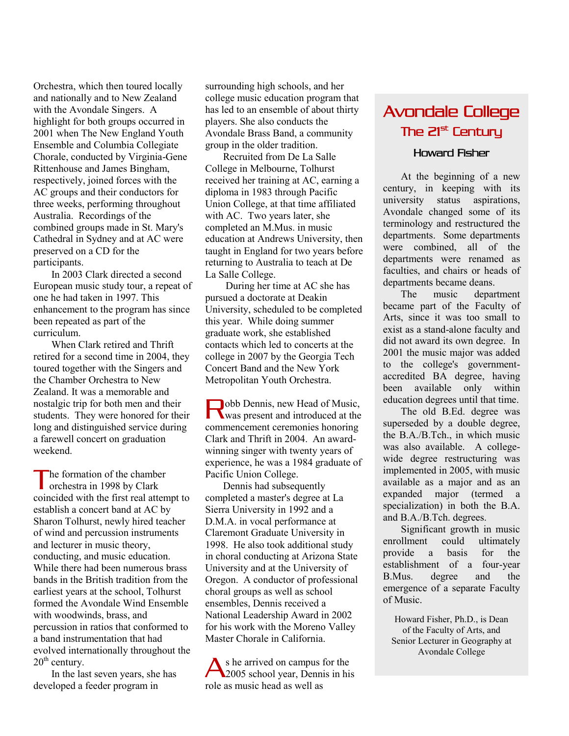Orchestra, which then toured locally and nationally and to New Zealand with the Avondale Singers. A highlight for both groups occurred in 2001 when The New England Youth Ensemble and Columbia Collegiate Chorale, conducted by Virginia-Gene Rittenhouse and James Bingham, respectively, joined forces with the AC groups and their conductors for three weeks, performing throughout Australia. Recordings of the combined groups made in St. Mary's Cathedral in Sydney and at AC were preserved on a CD for the participants.

In 2003 Clark directed a second European music study tour, a repeat of one he had taken in 1997. This enhancement to the program has since been repeated as part of the curriculum.

When Clark retired and Thrift retired for a second time in 2004, they toured together with the Singers and the Chamber Orchestra to New Zealand. It was a memorable and nostalgic trip for both men and their students. They were honored for their long and distinguished service during a farewell concert on graduation weekend.

The formation of the chamber orchestra in 1998 by Clark coincided with the first real attempt to establish a concert band at AC by Sharon Tolhurst, newly hired teacher of wind and percussion instruments and lecturer in music theory, conducting, and music education. While there had been numerous brass bands in the British tradition from the earliest years at the school, Tolhurst formed the Avondale Wind Ensemble with woodwinds, brass, and percussion in ratios that conformed to a band instrumentation that had evolved internationally throughout the 20th century.

In the last seven years, she has developed a feeder program in surrounding high schools, and her college music education program that has led to an ensemble of about thirty players. She also conducts the Avondale Brass Band, a community group in the older tradition.

Recruited from De La Salle College in Melbourne, Tolhurst received her training at AC, earning a diploma in 1983 through Pacific Union College, at that time affiliated with AC. Two years later, she completed an M.Mus. in music education at Andrews University, then taught in England for two years before returning to Australia to teach at De La Salle College.

During her time at AC she has pursued a doctorate at Deakin University, scheduled to be completed this year. While doing summer graduate work, she established contacts which led to concerts at the college in 2007 by the Georgia Tech Concert Band and the New York Metropolitan Youth Orchestra.

Robb Dennis, new Head of Music, was present and introduced at the commencement ceremonies honoring Clark and Thrift in 2004. An award-winning singer with twenty years of experience, he was a 1984 graduate of Pacific Union College.

Dennis had subsequently completed a master's degree at La Sierra University in 1992 and a D.M.A. in vocal performance at Claremont Graduate University in 1998. He also took additional study in choral conducting at Arizona State University and at the University of Oregon. A conductor of professional choral groups as well as school ensembles, Dennis received a National Leadership Award in 2002 for his work with the Moreno Valley Master Chorale in California.

As he arrived on campus for the 2005 school year, Dennis in his role as music head as well as

## Avondale College

### The 21st Century

#### Howard Fisher

At the beginning of a new century, in keeping with its university status aspirations, Avondale changed some of its terminology and restructured the departments. Some departments were combined, all of the departments were renamed as faculties, and chairs or heads of departments became deans.

The music department became part of the Faculty of Arts, since it was too small to exist as a stand-alone faculty and did not award its own degree. In 2001 the music major was added to the college's government-accredited BA degree, having been available only within education degrees until that time.

The old B.Ed. degree was superseded by a double degree, the B.A./B.Tch., in which music was also available. A college-wide degree restructuring was implemented in 2005, with music available as a major and as an expanded major (termed a specialization) in both the B.A. and B.A./B.Tch. degrees.

Significant growth in music enrollment could ultimately provide a basis for the establishment of a four-year B.Mus. degree and the emergence of a separate Faculty of Music.

Howard Fisher, Ph.D., is Dean of the Faculty of Arts, and Senior Lecturer in Geography at Avondale College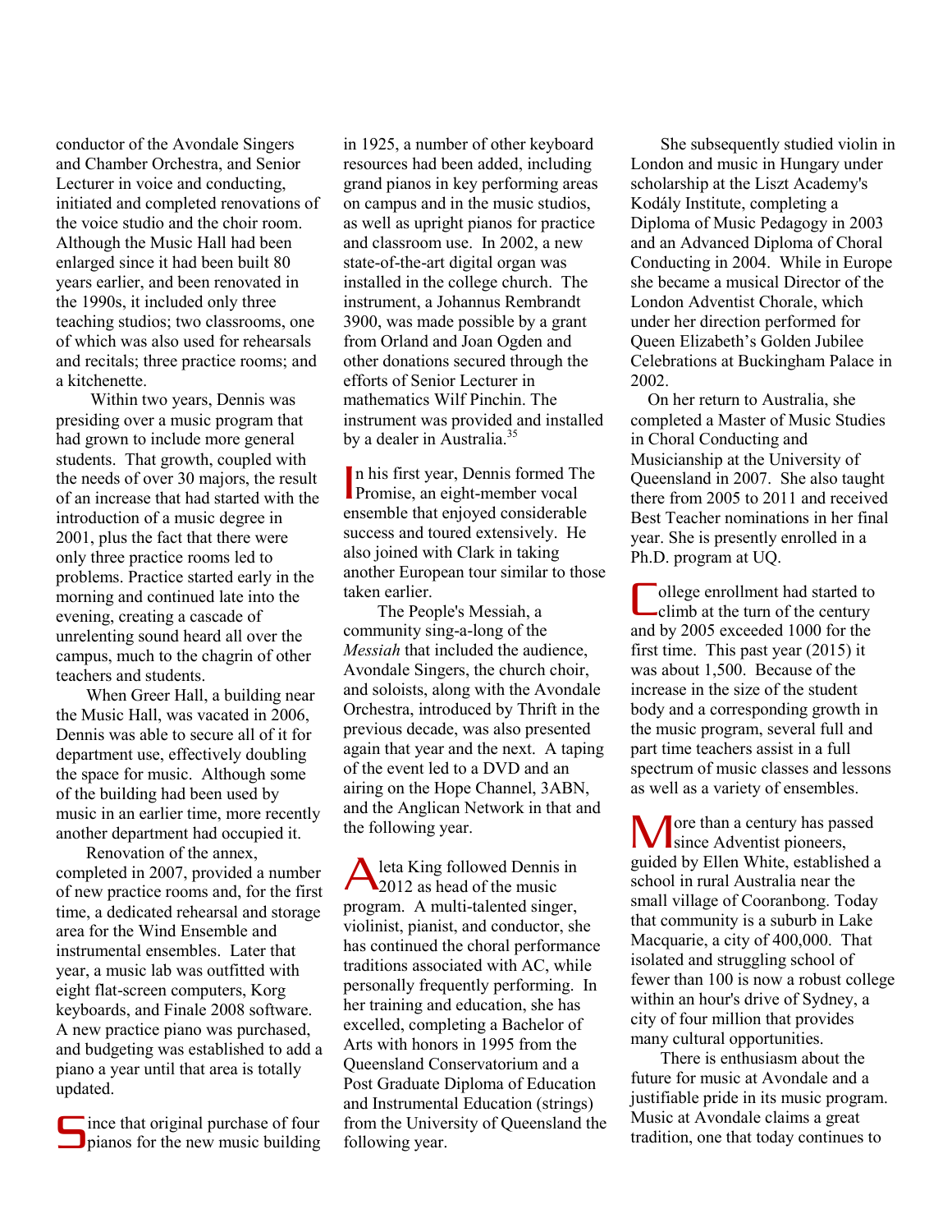conductor of the Avondale Singers and Chamber Orchestra, and Senior Lecturer in voice and conducting, initiated and completed renovations of the voice studio and the choir room. Although the Music Hall had been enlarged since it had been built 80 years earlier, and been renovated in the 1990s, it included only three teaching studios; two classrooms, one of which was also used for rehearsals and recitals; three practice rooms; and a kitchenette.

Within two years, Dennis was presiding over a music program that had grown to include more general students. That growth, coupled with the needs of over 30 majors, the result of an increase that had started with the introduction of a music degree in 2001, plus the fact that there were only three practice rooms led to problems. Practice started early in the morning and continued late into the evening, creating a cascade of unrelenting sound heard all over the campus, much to the chagrin of other teachers and students.

When Greer Hall, a building near the Music Hall, was vacated in 2006, Dennis was able to secure all of it for department use, effectively doubling the space for music. Although some of the building had been used by music in an earlier time, more recently another department had occupied it.

Renovation of the annex, completed in 2007, provided a number of new practice rooms and, for the first time, a dedicated rehearsal and storage area for the Wind Ensemble and instrumental ensembles. Later that year, a music lab was outfitted with eight flat-screen computers, Korg keyboards, and Finale 2008 software. A new practice piano was purchased, and budgeting was established to add a piano a year until that area is totally updated.

Since that original purchase of four pianos for the new music building in 1925, a number of other keyboard resources had been added, including grand pianos in key performing areas on campus and in the music studios, as well as upright pianos for practice and classroom use. In 2002, a new state-of-the-art digital organ was installed in the college church. The instrument, a Johannus Rembrandt 3900, was made possible by a grant from Orland and Joan Ogden and other donations secured through the efforts of Senior Lecturer in mathematics Wilf Pinchin. The instrument was provided and installed by a dealer in Australia.[35]

In his first year, Dennis formed The Promise, an eight-member vocal ensemble that enjoyed considerable success and toured extensively. He also joined with Clark in taking another European tour similar to those taken earlier.

The People's Messiah, a community sing-a-long of the *Messiah* that included the audience, Avondale Singers, the church choir, and soloists, along with the Avondale Orchestra, introduced by Thrift in the previous decade, was also presented again that year and the next. A taping of the event led to a DVD and an airing on the Hope Channel, 3ABN, and the Anglican Network in that and the following year.

Aleta King followed Dennis in 2012 as head of the music program. A multi-talented singer, violinist, pianist, and conductor, she has continued the choral performance traditions associated with AC, while personally frequently performing. In her training and education, she has excelled, completing a Bachelor of Arts with honors in 1995 from the Queensland Conservatorium and a Post Graduate Diploma of Education and Instrumental Education (strings) from the University of Queensland the following year.

She subsequently studied violin in London and music in Hungary under scholarship at the Liszt Academy's Kodály Institute, completing a Diploma of Music Pedagogy in 2003 and an Advanced Diploma of Choral Conducting in 2004. While in Europe she became a musical Director of the London Adventist Chorale, which under her direction performed for Queen Elizabeth's Golden Jubilee Celebrations at Buckingham Palace in 2002.

On her return to Australia, she completed a Master of Music Studies in Choral Conducting and Musicianship at the University of Queensland in 2007. She also taught there from 2005 to 2011 and received Best Teacher nominations in her final year. She is presently enrolled in a Ph.D. program at UQ.

College enrollment had started to climb at the turn of the century and by 2005 exceeded 1000 for the first time. This past year (2015) it was about 1,500. Because of the increase in the size of the student body and a corresponding growth in the music program, several full and part time teachers assist in a full spectrum of music classes and lessons as well as a variety of ensembles.

More than a century has passed since Adventist pioneers, guided by Ellen White, established a school in rural Australia near the small village of Cooranbong. Today that community is a suburb in Lake Macquarie, a city of 400,000. That isolated and struggling school of fewer than 100 is now a robust college within an hour's drive of Sydney, a city of four million that provides many cultural opportunities.

There is enthusiasm about the future for music at Avondale and a justifiable pride in its music program. Music at Avondale claims a great tradition, one that today continues to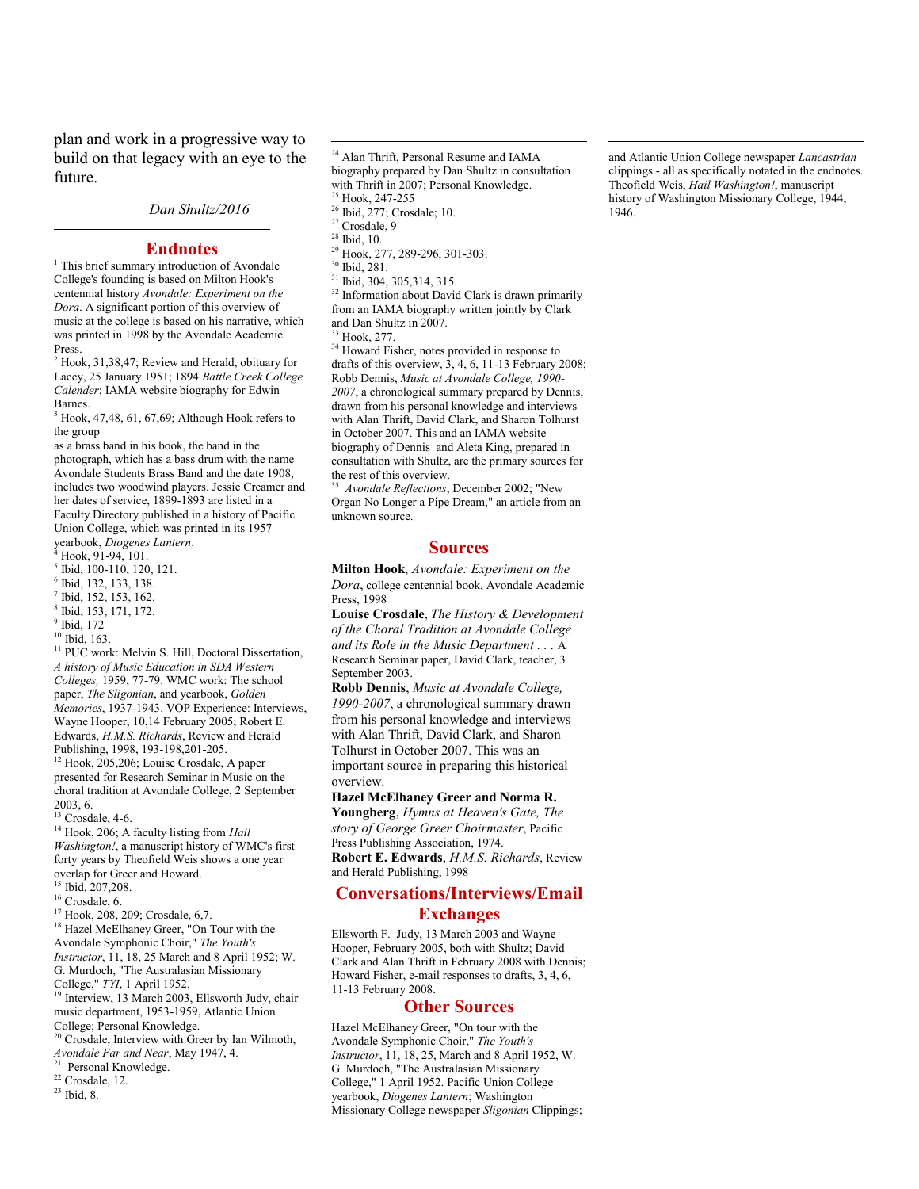plan and work in a progressive way to build on that legacy with an eye to the future.

*Dan Shultz/2016*

---

## Endnotes

[1] This brief summary introduction of Avondale College's founding is based on Milton Hook's centennial history *Avondale: Experiment on the Dora*. A significant portion of this overview of music at the college is based on his narrative, which was printed in 1998 by the Avondale Academic Press.

[2] Hook, 31,38,47; Review and Herald, obituary for Lacey, 25 January 1951; 1894 *Battle Creek College Calender*; IAMA website biography for Edwin Barnes.

[3] Hook, 47,48, 61, 67,69; Although Hook refers to the group as a brass band in his book, the band in the photograph, which has a bass drum with the name Avondale Students Brass Band and the date 1908, includes two woodwind players. Jessie Creamer and her dates of service, 1899-1893 are listed in a Faculty Directory published in a history of Pacific Union College, which was printed in its 1957 yearbook, *Diogenes Lantern*.

[4] Hook, 91-94, 101.

[5] Ibid, 100-110, 120, 121.

[6] Ibid, 132, 133, 138.

[7] Ibid, 152, 153, 162.

[8] Ibid, 153, 171, 172.

[9] Ibid, 172

[10] Ibid, 163.

[11] PUC work: Melvin S. Hill, Doctoral Dissertation, *A history of Music Education in SDA Western Colleges,* 1959, 77-79. WMC work: The school paper, *The Sligonian*, and yearbook, *Golden Memories*, 1937-1943. VOP Experience: Interviews, Wayne Hooper, 10,14 February 2005; Robert E. Edwards, *H.M.S. Richards*, Review and Herald Publishing, 1998, 193-198,201-205.

[12] Hook, 205,206; Louise Crosdale, A paper presented for Research Seminar in Music on the choral tradition at Avondale College, 2 September 2003, 6.

[13] Crosdale, 4-6.

[14] Hook, 206; A faculty listing from *Hail Washington!*, a manuscript history of WMC's first forty years by Theofield Weis shows a one year overlap for Greer and Howard.

[15] Ibid, 207,208.

[16] Crosdale, 6.

[17] Hook, 208, 209; Crosdale, 6,7.

[18] Hazel McElhaney Greer, "On Tour with the Avondale Symphonic Choir," *The Youth's Instructor*, 11, 18, 25 March and 8 April 1952; W. G. Murdoch, "The Australasian Missionary College," *TYI*, 1 April 1952.

[19] Interview, 13 March 2003, Ellsworth Judy, chair music department, 1953-1959, Atlantic Union College; Personal Knowledge.

[20] Crosdale, Interview with Greer by Ian Wilmoth, *Avondale Far and Near*, May 1947, 4.

[21] Personal Knowledge.

[22] Crosdale, 12.

[23] Ibid, 8.

[24] Alan Thrift, Personal Resume and IAMA biography prepared by Dan Shultz in consultation with Thrift in 2007; Personal Knowledge.

[25] Hook, 247-255

[26] Ibid, 277; Crosdale; 10.

[27] Crosdale, 9

[28] Ibid, 10.

[29] Hook, 277, 289-296, 301-303.

[30] Ibid, 281.

[31] Ibid, 304, 305,314, 315.

[32] Information about David Clark is drawn primarily from an IAMA biography written jointly by Clark and Dan Shultz in 2007.

[33] Hook, 277.

[34] Howard Fisher, notes provided in response to drafts of this overview, 3, 4, 6, 11-13 February 2008; Robb Dennis, *Music at Avondale College, 1990-2007*, a chronological summary prepared by Dennis, drawn from his personal knowledge and interviews with Alan Thrift, David Clark, and Sharon Tolhurst in October 2007. This and an IAMA website biography of Dennis and Aleta King, prepared in consultation with Shultz, are the primary sources for the rest of this overview.

[35] *Avondale Reflections*, December 2002; "New Organ No Longer a Pipe Dream," an article from an unknown source.

## Sources

**Milton Hook**, *Avondale: Experiment on the Dora*, college centennial book, Avondale Academic Press, 1998

**Louise Crosdale**, *The History & Development of the Choral Tradition at Avondale College and its Role in the Music Department . . .* A Research Seminar paper, David Clark, teacher, 3 September 2003.

**Robb Dennis**, *Music at Avondale College, 1990-2007*, a chronological summary drawn from his personal knowledge and interviews with Alan Thrift, David Clark, and Sharon Tolhurst in October 2007. This was an important source in preparing this historical overview.

**Hazel McElhaney Greer and Norma R. Youngberg**, *Hymns at Heaven's Gate, The story of George Greer Choirmaster*, Pacific Press Publishing Association, 1974.

**Robert E. Edwards**, *H.M.S. Richards*, Review and Herald Publishing, 1998

## Conversations/Interviews/Email Exchanges

Ellsworth F. Judy, 13 March 2003 and Wayne Hooper, February 2005, both with Shultz; David Clark and Alan Thrift in February 2008 with Dennis; Howard Fisher, e-mail responses to drafts, 3, 4, 6, 11-13 February 2008.

## Other Sources

Hazel McElhaney Greer, "On tour with the Avondale Symphonic Choir," *The Youth's Instructor*, 11, 18, 25, March and 8 April 1952, W. G. Murdoch, "The Australasian Missionary College," 1 April 1952. Pacific Union College yearbook, *Diogenes Lantern*; Washington Missionary College newspaper *Sligonian* Clippings; and Atlantic Union College newspaper *Lancastrian* clippings - all as specifically notated in the endnotes. Theofield Weis, *Hail Washington!*, manuscript history of Washington Missionary College, 1944, 1946.